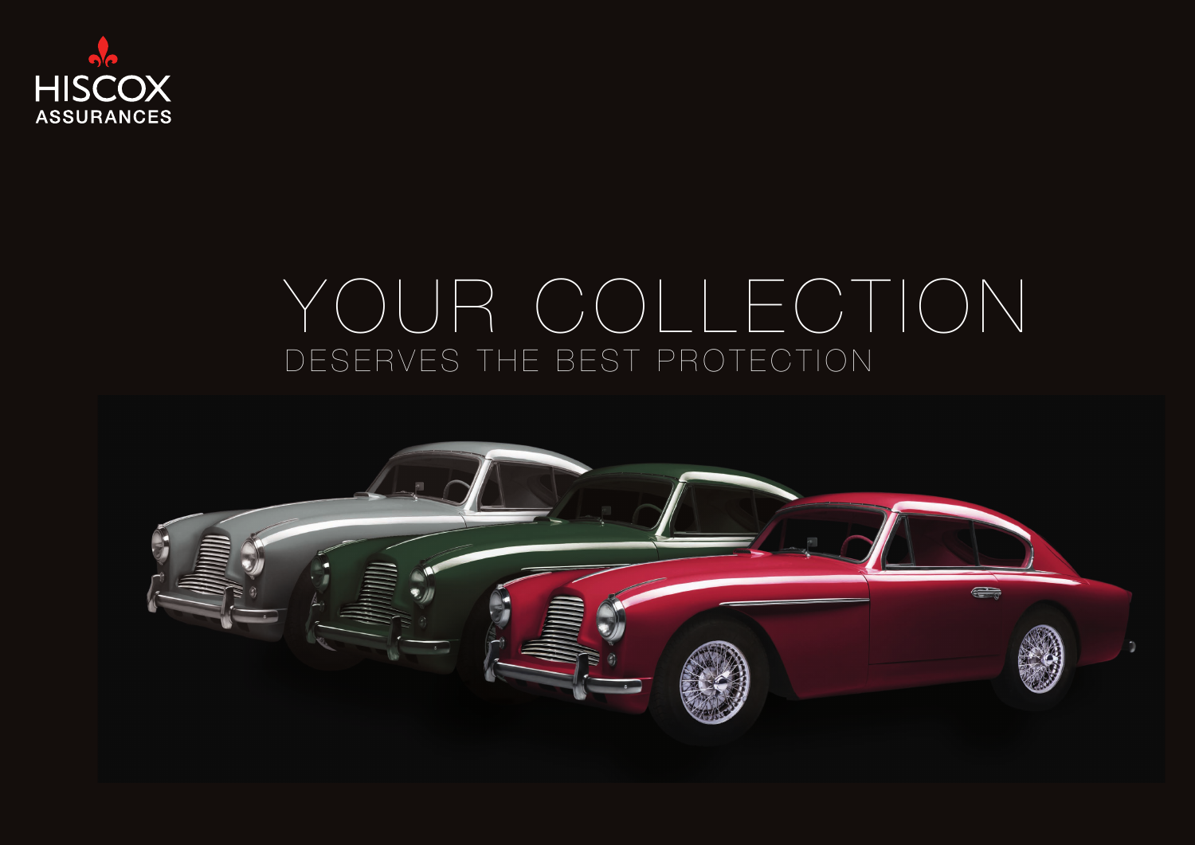HISCOX ASSURANCES

# YOUR COLLECTION

## DESERVES THE BEST PROTECTION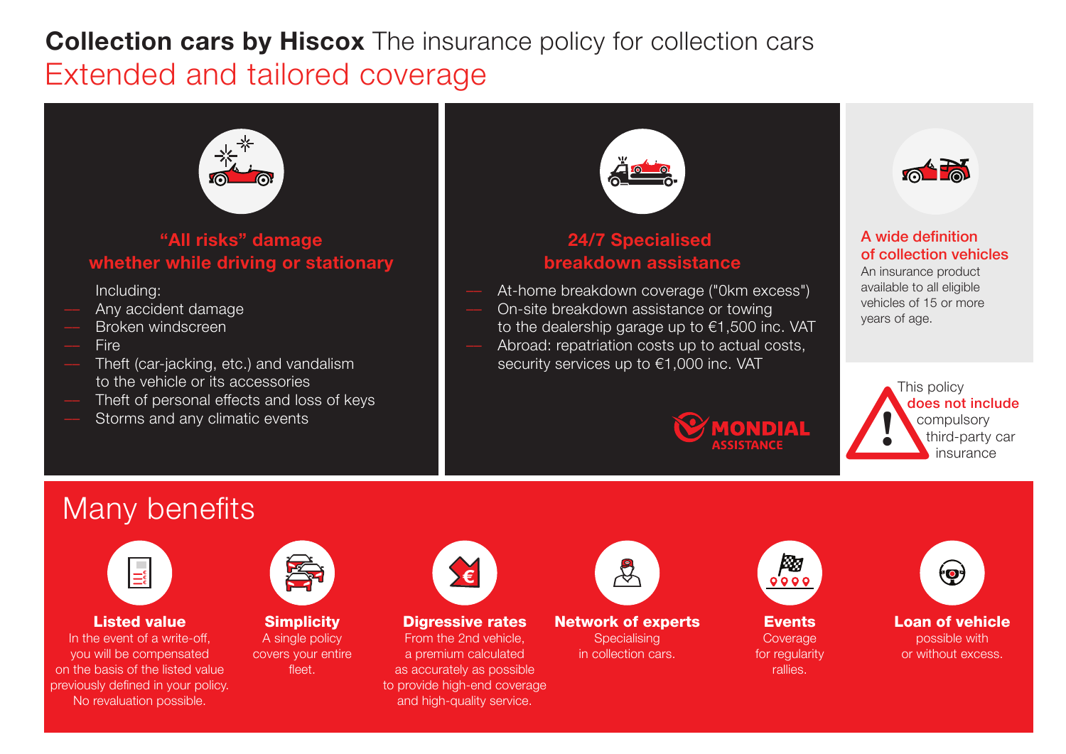# **Collection cars by Hiscox** The insurance policy for collection cars

## Extended and tailored coverage

### "All risks" damage whether while driving or stationary

Including:

- Any accident damage
- Broken windscreen
- Fire
- Theft (car-jacking, etc.) and vandalism to the vehicle or its accessories
- Theft of personal effects and loss of keys
- Storms and any climatic events

### 24/7 Specialised breakdown assistance

- At-home breakdown coverage ("0km excess")
- On-site breakdown assistance or towing to the dealership garage up to €1,500 inc. VAT
- Abroad: repatriation costs up to actual costs, security services up to €1,000 inc. VAT

MONDIAL ASSISTANCE

### A wide definition of collection vehicles

An insurance product available to all eligible vehicles of 15 or more years of age.

This policy **does not include** compulsory third-party car insurance

## Many benefits

**Listed value**
In the event of a write-off, you will be compensated on the basis of the listed value previously defined in your policy. No revaluation possible.

**Simplicity**
A single policy covers your entire fleet.

**Digressive rates**
From the 2nd vehicle, a premium calculated as accurately as possible to provide high-end coverage and high-quality service.

**Network of experts**
Specialising in collection cars.

**Events**
Coverage for regularity rallies.

**Loan of vehicle**
possible with or without excess.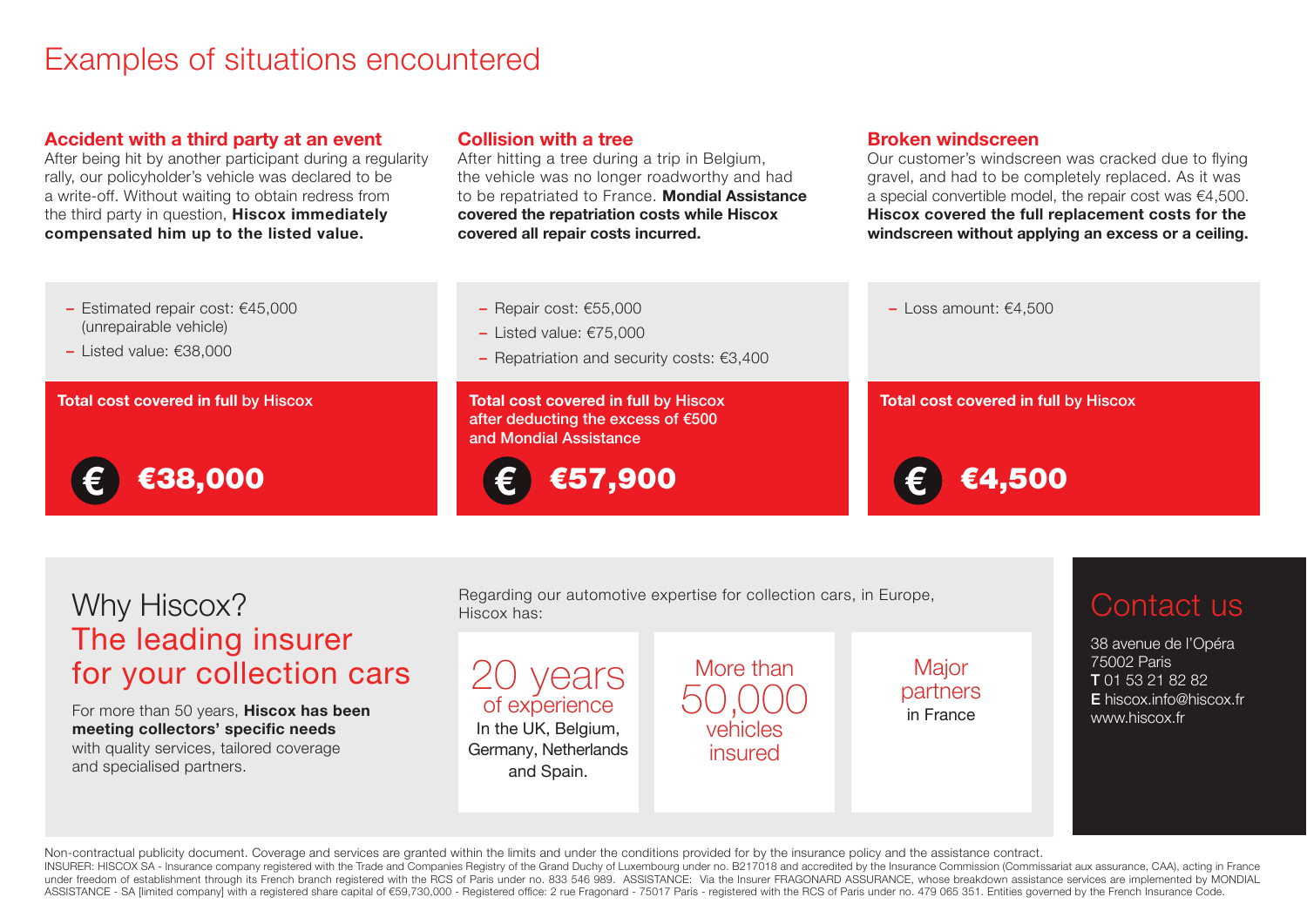# Examples of situations encountered

### Accident with a third party at an event

After being hit by another participant during a regularity rally, our policyholder's vehicle was declared to be a write-off. Without waiting to obtain redress from the third party in question, **Hiscox immediately compensated him up to the listed value.**

- Estimated repair cost: €45,000 (unrepairable vehicle)
- Listed value: €38,000

**Total cost covered in full** by Hiscox

**€38,000**

### Collision with a tree

After hitting a tree during a trip in Belgium, the vehicle was no longer roadworthy and had to be repatriated to France. **Mondial Assistance covered the repatriation costs while Hiscox covered all repair costs incurred.**

- Repair cost: €55,000
- Listed value: €75,000
- Repatriation and security costs: €3,400

**Total cost covered in full** by Hiscox after deducting the excess of €500 and Mondial Assistance

**€57,900**

### Broken windscreen

Our customer's windscreen was cracked due to flying gravel, and had to be completely replaced. As it was a special convertible model, the repair cost was €4,500. **Hiscox covered the full replacement costs for the windscreen without applying an excess or a ceiling.**

- Loss amount: €4,500

**Total cost covered in full** by Hiscox

**€4,500**

## Why Hiscox?
## The leading insurer for your collection cars

For more than 50 years, **Hiscox has been meeting collectors' specific needs** with quality services, tailored coverage and specialised partners.

Regarding our automotive expertise for collection cars, in Europe, Hiscox has:

- **20 years of experience** In the UK, Belgium, Germany, Netherlands and Spain.
- **More than 50,000 vehicles insured**
- **Major partners** in France

## Contact us

38 avenue de l'Opéra
75002 Paris
**T** 01 53 21 82 82
**E** hiscox.info@hiscox.fr
www.hiscox.fr

Non-contractual publicity document. Coverage and services are granted within the limits and under the conditions provided for by the insurance policy and the assistance contract.
INSURER: HISCOX SA - Insurance company registered with the Trade and Companies Registry of the Grand Duchy of Luxembourg under no. B217018 and accredited by the Insurance Commission (Commissariat aux assurance, CAA), acting in France under freedom of establishment through its French branch registered with the RCS of Paris under no. 833 546 989. ASSISTANCE: Via the Insurer FRAGONARD ASSURANCE, whose breakdown assistance services are implemented by MONDIAL ASSISTANCE - SA [limited company] with a registered share capital of €59,730,000 - Registered office: 2 rue Fragonard - 75017 Paris - registered with the RCS of Paris under no. 479 065 351. Entities governed by the French Insurance Code.